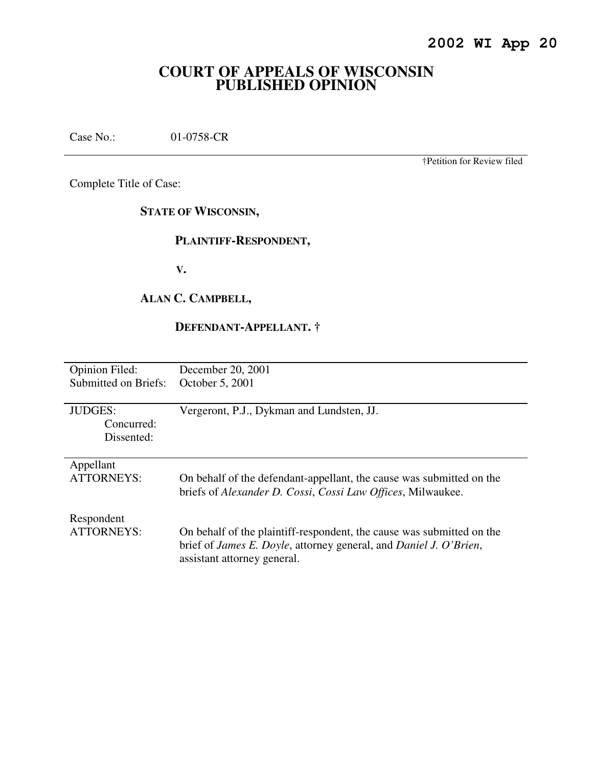**2002 WI App 20**

# COURT OF APPEALS OF WISCONSIN PUBLISHED OPINION

Case No.: 01-0758-CR

†Petition for Review filed

Complete Title of Case:

**STATE OF WISCONSIN,**

**PLAINTIFF-RESPONDENT,**

**V.**

**ALAN C. CAMPBELL,**

**DEFENDANT-APPELLANT. †**

| | |
|---|---|
| Opinion Filed: | December 20, 2001 |
| Submitted on Briefs: | October 5, 2001 |
| JUDGES: | Vergeront, P.J., Dykman and Lundsten, JJ. |
| Concurred: | |
| Dissented: | |
| Appellant ATTORNEYS: | On behalf of the defendant-appellant, the cause was submitted on the briefs of *Alexander D. Cossi*, *Cossi Law Offices*, Milwaukee. |
| Respondent ATTORNEYS: | On behalf of the plaintiff-respondent, the cause was submitted on the brief of *James E. Doyle*, attorney general, and *Daniel J. O'Brien*, assistant attorney general. |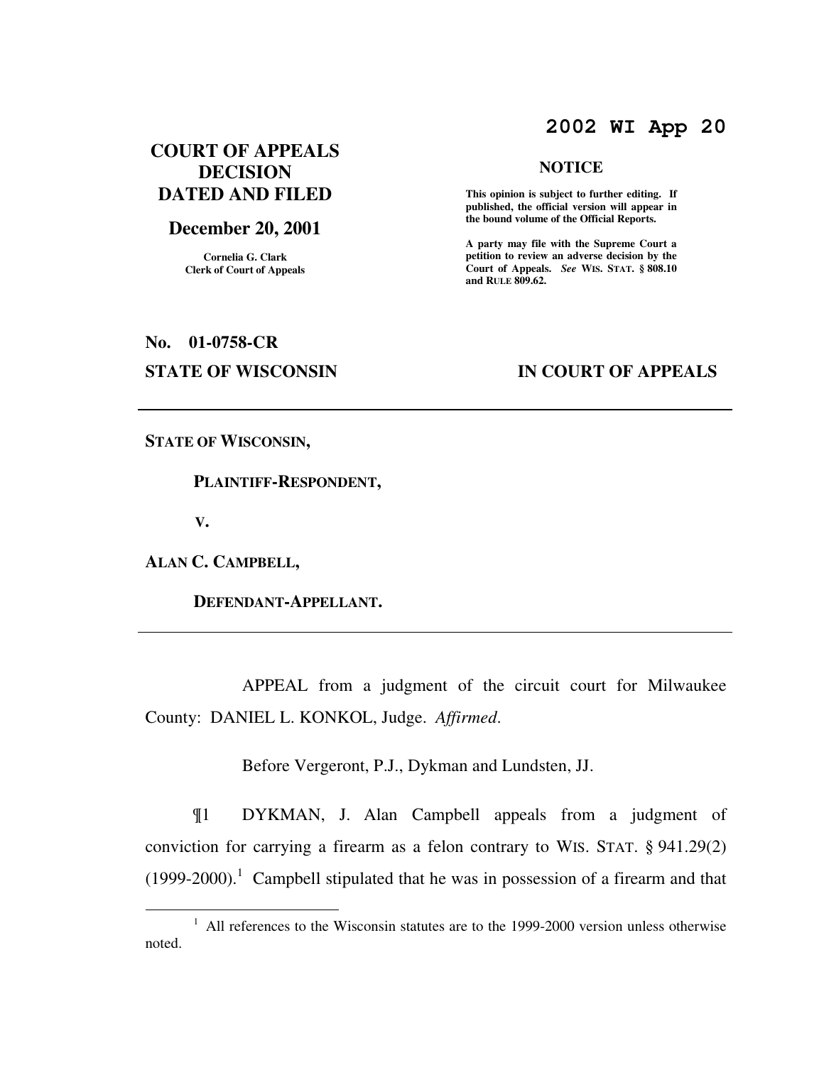**2002 WI App 20**

**COURT OF APPEALS DECISION DATED AND FILED**

**December 20, 2001**

**Cornelia G. Clark**
**Clerk of Court of Appeals**

**NOTICE**

**This opinion is subject to further editing. If published, the official version will appear in the bound volume of the Official Reports.**

**A party may file with the Supreme Court a petition to review an adverse decision by the Court of Appeals.** ***See*** **WIS. STAT. § 808.10 and RULE 809.62.**

**No. 01-0758-CR**

**STATE OF WISCONSIN** **IN COURT OF APPEALS**

---

**STATE OF WISCONSIN,**

**PLAINTIFF-RESPONDENT,**

**V.**

**ALAN C. CAMPBELL,**

**DEFENDANT-APPELLANT.**

---

APPEAL from a judgment of the circuit court for Milwaukee County: DANIEL L. KONKOL, Judge. *Affirmed*.

Before Vergeront, P.J., Dykman and Lundsten, JJ.

¶1 DYKMAN, J. Alan Campbell appeals from a judgment of conviction for carrying a firearm as a felon contrary to WIS. STAT. § 941.29(2) (1999-2000).[1] Campbell stipulated that he was in possession of a firearm and that

[1] All references to the Wisconsin statutes are to the 1999-2000 version unless otherwise noted.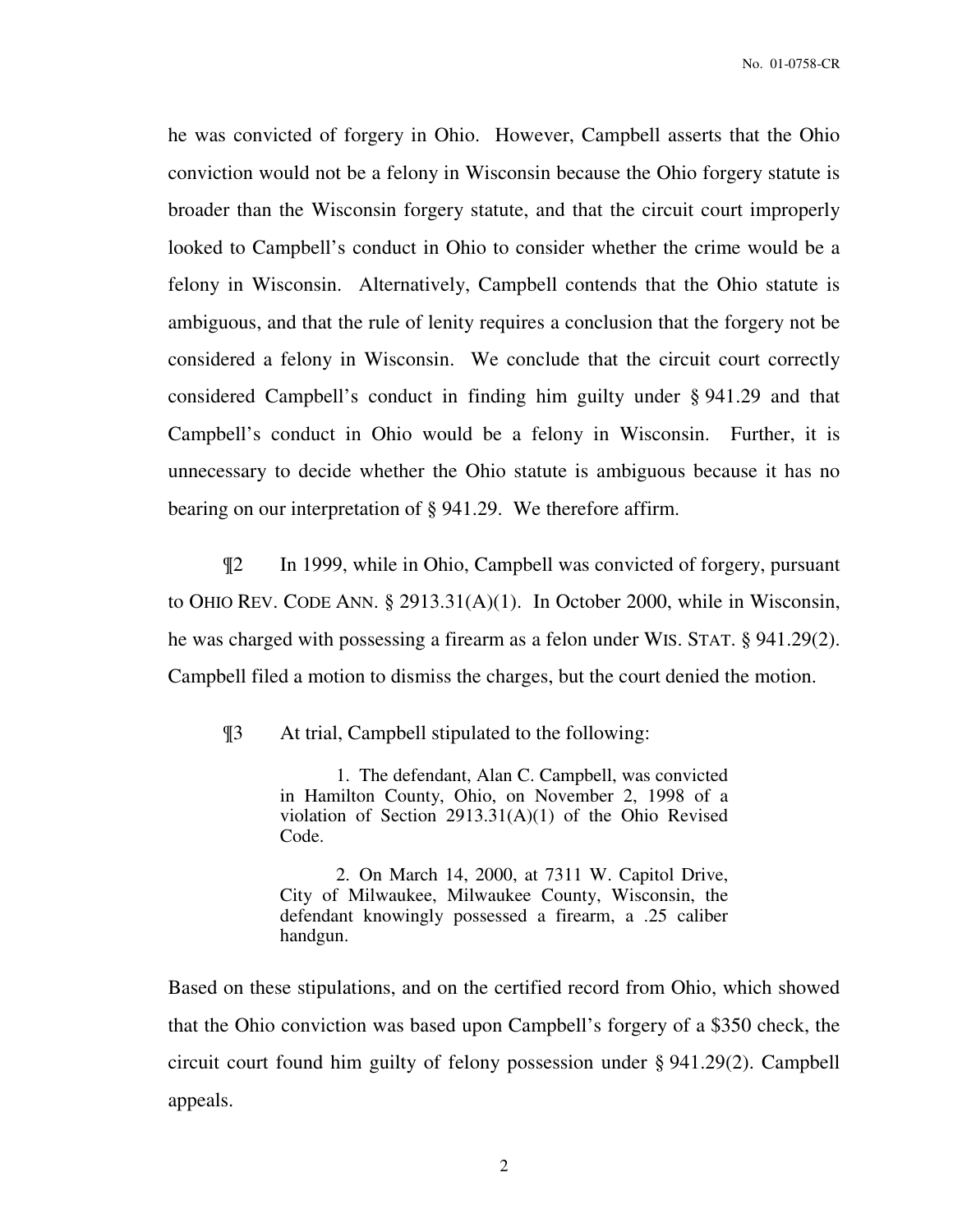he was convicted of forgery in Ohio. However, Campbell asserts that the Ohio conviction would not be a felony in Wisconsin because the Ohio forgery statute is broader than the Wisconsin forgery statute, and that the circuit court improperly looked to Campbell's conduct in Ohio to consider whether the crime would be a felony in Wisconsin. Alternatively, Campbell contends that the Ohio statute is ambiguous, and that the rule of lenity requires a conclusion that the forgery not be considered a felony in Wisconsin. We conclude that the circuit court correctly considered Campbell's conduct in finding him guilty under § 941.29 and that Campbell's conduct in Ohio would be a felony in Wisconsin. Further, it is unnecessary to decide whether the Ohio statute is ambiguous because it has no bearing on our interpretation of § 941.29. We therefore affirm.

¶2 In 1999, while in Ohio, Campbell was convicted of forgery, pursuant to OHIO REV. CODE ANN. § 2913.31(A)(1). In October 2000, while in Wisconsin, he was charged with possessing a firearm as a felon under WIS. STAT. § 941.29(2). Campbell filed a motion to dismiss the charges, but the court denied the motion.

¶3 At trial, Campbell stipulated to the following:

> 1. The defendant, Alan C. Campbell, was convicted in Hamilton County, Ohio, on November 2, 1998 of a violation of Section 2913.31(A)(1) of the Ohio Revised Code.
>
> 2. On March 14, 2000, at 7311 W. Capitol Drive, City of Milwaukee, Milwaukee County, Wisconsin, the defendant knowingly possessed a firearm, a .25 caliber handgun.

Based on these stipulations, and on the certified record from Ohio, which showed that the Ohio conviction was based upon Campbell's forgery of a $350 check, the circuit court found him guilty of felony possession under § 941.29(2). Campbell appeals.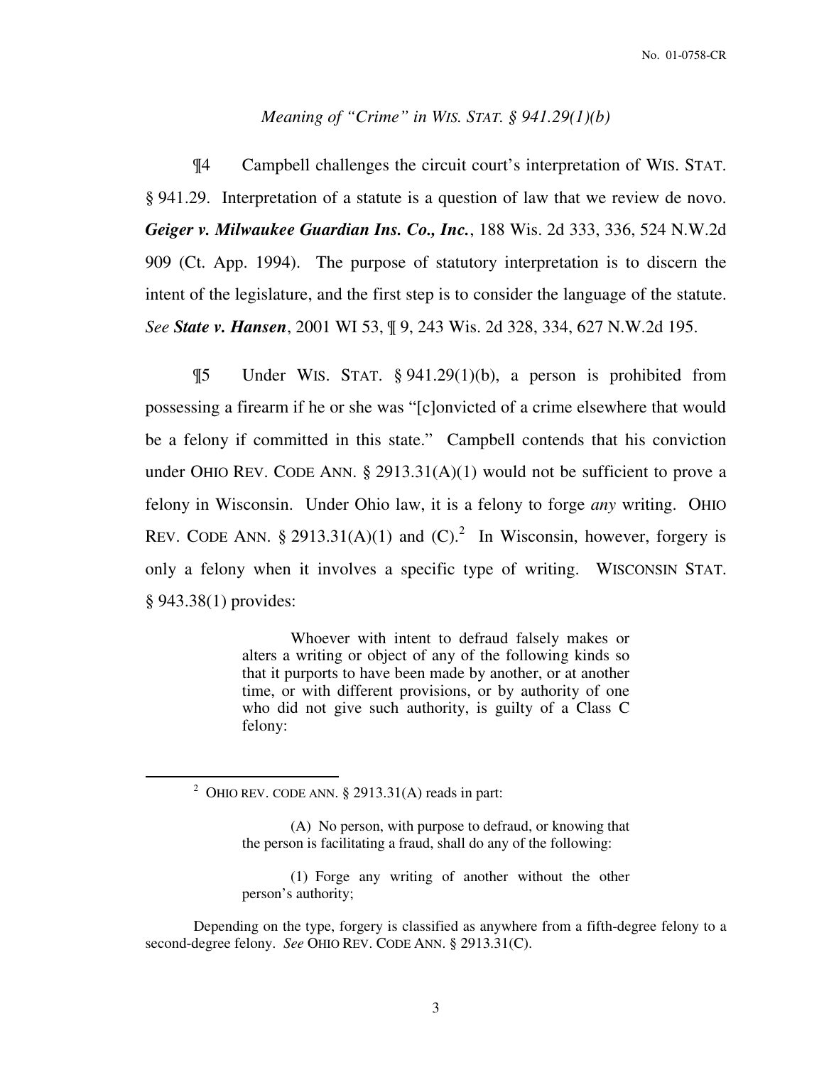*Meaning of "Crime" in WIS. STAT. § 941.29(1)(b)*

¶4 Campbell challenges the circuit court's interpretation of WIS. STAT. § 941.29. Interpretation of a statute is a question of law that we review de novo. ***Geiger v. Milwaukee Guardian Ins. Co., Inc.***, 188 Wis. 2d 333, 336, 524 N.W.2d 909 (Ct. App. 1994). The purpose of statutory interpretation is to discern the intent of the legislature, and the first step is to consider the language of the statute. *See* ***State v. Hansen***, 2001 WI 53, ¶ 9, 243 Wis. 2d 328, 334, 627 N.W.2d 195.

¶5 Under WIS. STAT. § 941.29(1)(b), a person is prohibited from possessing a firearm if he or she was "[c]onvicted of a crime elsewhere that would be a felony if committed in this state." Campbell contends that his conviction under OHIO REV. CODE ANN. § 2913.31(A)(1) would not be sufficient to prove a felony in Wisconsin. Under Ohio law, it is a felony to forge *any* writing. OHIO REV. CODE ANN. § 2913.31(A)(1) and (C).[2] In Wisconsin, however, forgery is only a felony when it involves a specific type of writing. WISCONSIN STAT. § 943.38(1) provides:

> Whoever with intent to defraud falsely makes or alters a writing or object of any of the following kinds so that it purports to have been made by another, or at another time, or with different provisions, or by authority of one who did not give such authority, is guilty of a Class C felony:

---

[2] OHIO REV. CODE ANN. § 2913.31(A) reads in part:

> (A) No person, with purpose to defraud, or knowing that the person is facilitating a fraud, shall do any of the following:
>
> (1) Forge any writing of another without the other person's authority;

Depending on the type, forgery is classified as anywhere from a fifth-degree felony to a second-degree felony. *See* OHIO REV. CODE ANN. § 2913.31(C).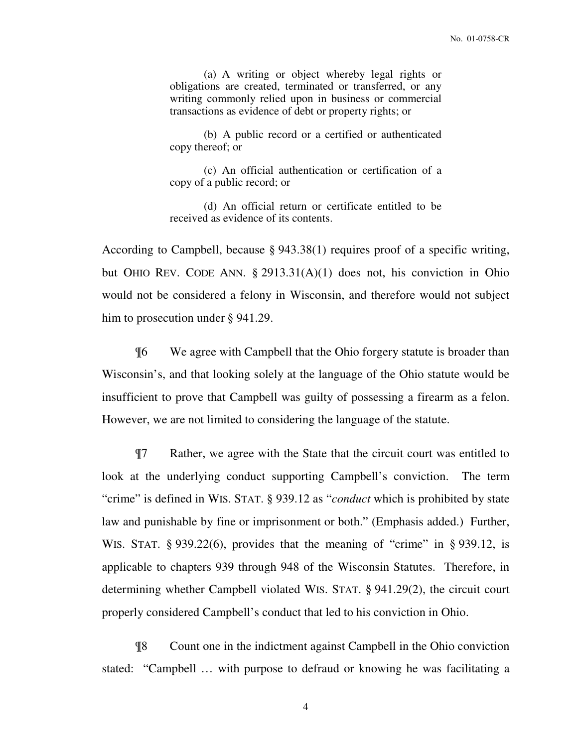> (a) A writing or object whereby legal rights or obligations are created, terminated or transferred, or any writing commonly relied upon in business or commercial transactions as evidence of debt or property rights; or
>
> (b) A public record or a certified or authenticated copy thereof; or
>
> (c) An official authentication or certification of a copy of a public record; or
>
> (d) An official return or certificate entitled to be received as evidence of its contents.

According to Campbell, because § 943.38(1) requires proof of a specific writing, but OHIO REV. CODE ANN. § 2913.31(A)(1) does not, his conviction in Ohio would not be considered a felony in Wisconsin, and therefore would not subject him to prosecution under § 941.29.

¶6 We agree with Campbell that the Ohio forgery statute is broader than Wisconsin's, and that looking solely at the language of the Ohio statute would be insufficient to prove that Campbell was guilty of possessing a firearm as a felon. However, we are not limited to considering the language of the statute.

¶7 Rather, we agree with the State that the circuit court was entitled to look at the underlying conduct supporting Campbell's conviction. The term "crime" is defined in WIS. STAT. § 939.12 as "*conduct* which is prohibited by state law and punishable by fine or imprisonment or both." (Emphasis added.) Further, WIS. STAT. § 939.22(6), provides that the meaning of "crime" in § 939.12, is applicable to chapters 939 through 948 of the Wisconsin Statutes. Therefore, in determining whether Campbell violated WIS. STAT. § 941.29(2), the circuit court properly considered Campbell's conduct that led to his conviction in Ohio.

¶8 Count one in the indictment against Campbell in the Ohio conviction stated: "Campbell … with purpose to defraud or knowing he was facilitating a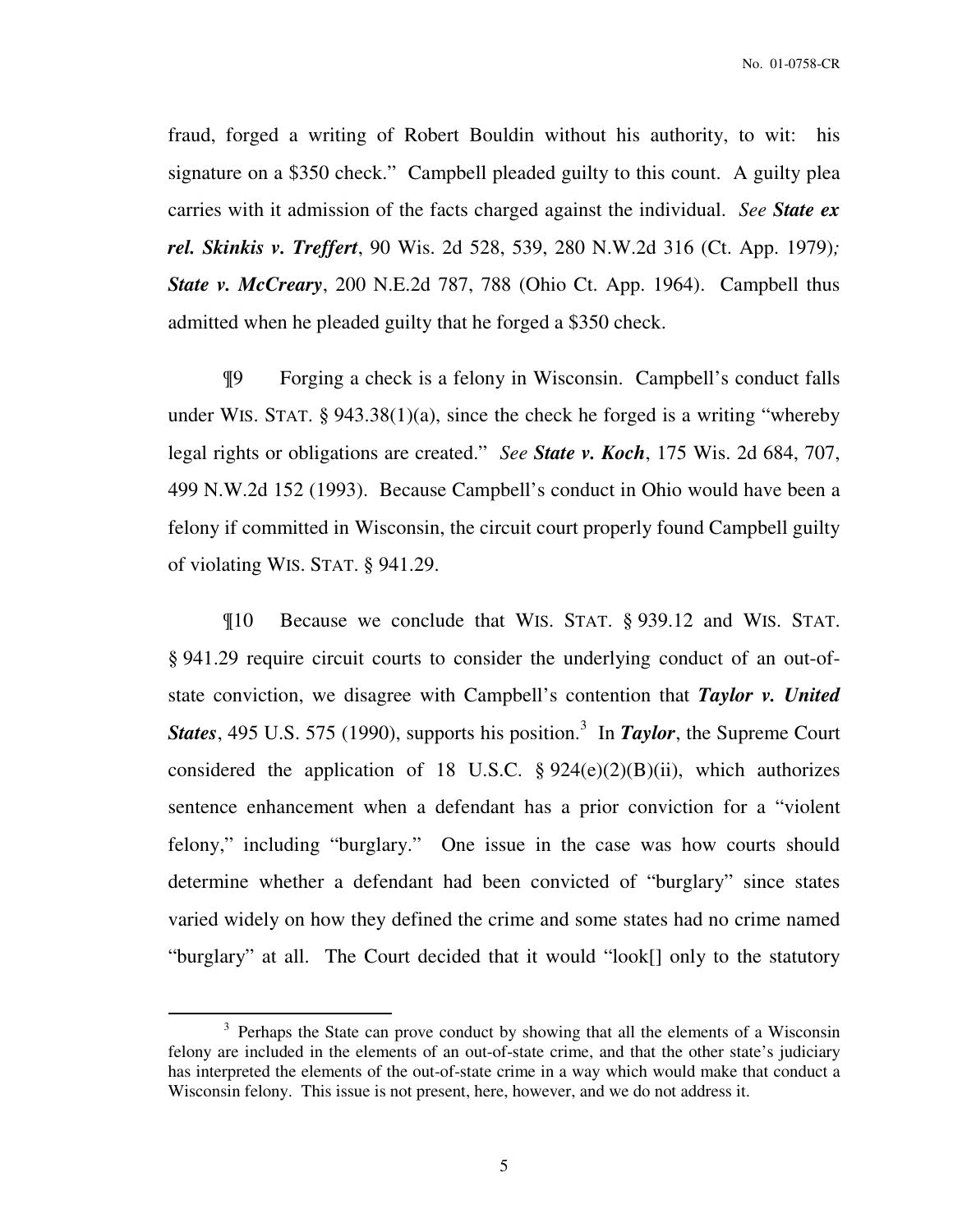fraud, forged a writing of Robert Bouldin without his authority, to wit: his signature on a $350 check." Campbell pleaded guilty to this count. A guilty plea carries with it admission of the facts charged against the individual. *See* ***State ex rel. Skinkis v. Treffert***, 90 Wis. 2d 528, 539, 280 N.W.2d 316 (Ct. App. 1979); ***State v. McCreary***, 200 N.E.2d 787, 788 (Ohio Ct. App. 1964). Campbell thus admitted when he pleaded guilty that he forged a $350 check.

¶9 Forging a check is a felony in Wisconsin. Campbell's conduct falls under WIS. STAT. § 943.38(1)(a), since the check he forged is a writing "whereby legal rights or obligations are created." *See* ***State v. Koch***, 175 Wis. 2d 684, 707, 499 N.W.2d 152 (1993). Because Campbell's conduct in Ohio would have been a felony if committed in Wisconsin, the circuit court properly found Campbell guilty of violating WIS. STAT. § 941.29.

¶10 Because we conclude that WIS. STAT. § 939.12 and WIS. STAT. § 941.29 require circuit courts to consider the underlying conduct of an out-of-state conviction, we disagree with Campbell's contention that ***Taylor v. United States***, 495 U.S. 575 (1990), supports his position.[3] In ***Taylor***, the Supreme Court considered the application of 18 U.S.C. § 924(e)(2)(B)(ii), which authorizes sentence enhancement when a defendant has a prior conviction for a "violent felony," including "burglary." One issue in the case was how courts should determine whether a defendant had been convicted of "burglary" since states varied widely on how they defined the crime and some states had no crime named "burglary" at all. The Court decided that it would "look[] only to the statutory

[3] Perhaps the State can prove conduct by showing that all the elements of a Wisconsin felony are included in the elements of an out-of-state crime, and that the other state's judiciary has interpreted the elements of the out-of-state crime in a way which would make that conduct a Wisconsin felony. This issue is not present, here, however, and we do not address it.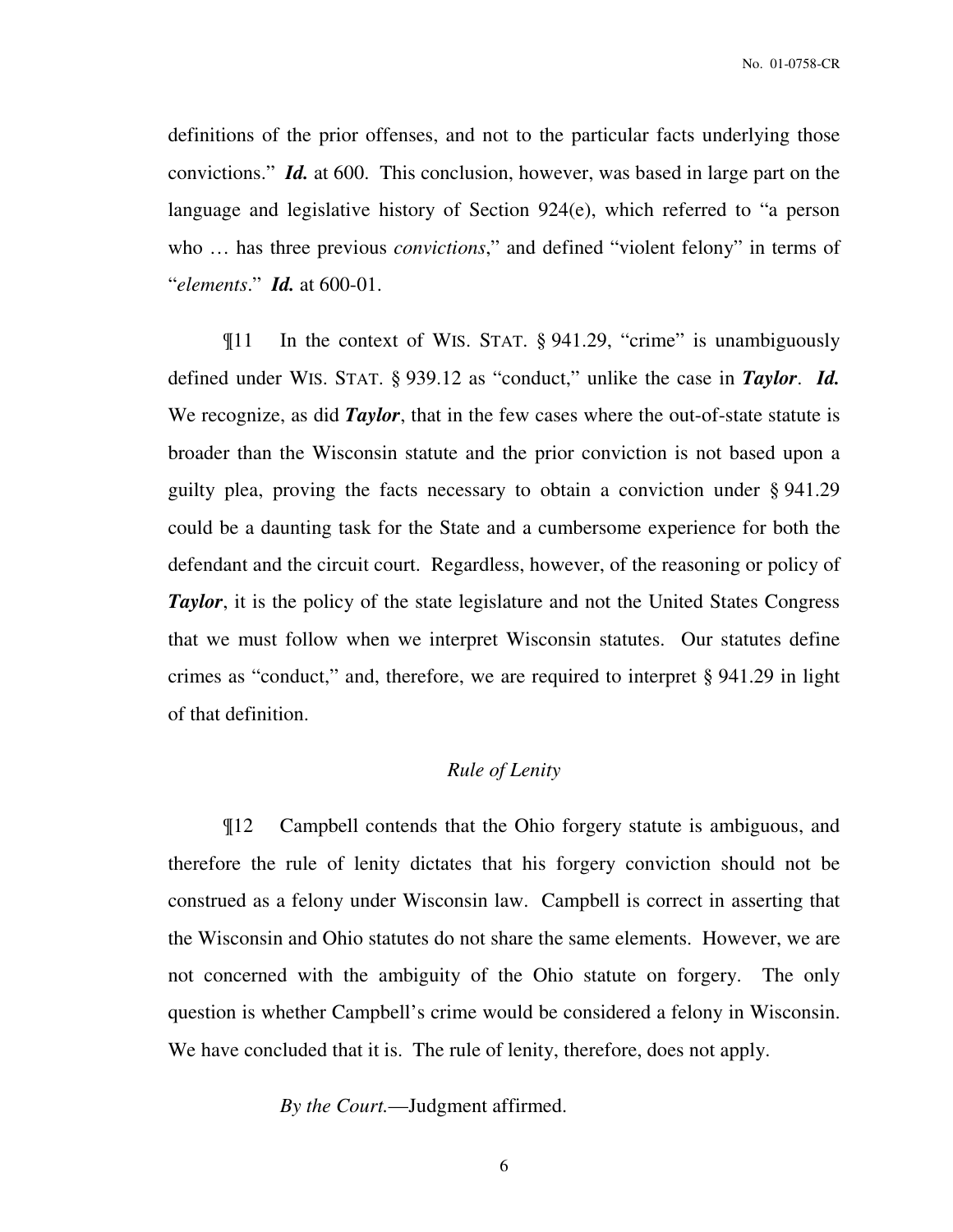definitions of the prior offenses, and not to the particular facts underlying those convictions." ***Id.*** at 600. This conclusion, however, was based in large part on the language and legislative history of Section 924(e), which referred to "a person who … has three previous *convictions*," and defined "violent felony" in terms of "*elements*." ***Id.*** at 600-01.

¶11 In the context of WIS. STAT. § 941.29, "crime" is unambiguously defined under WIS. STAT. § 939.12 as "conduct," unlike the case in ***Taylor***. ***Id.*** We recognize, as did ***Taylor***, that in the few cases where the out-of-state statute is broader than the Wisconsin statute and the prior conviction is not based upon a guilty plea, proving the facts necessary to obtain a conviction under § 941.29 could be a daunting task for the State and a cumbersome experience for both the defendant and the circuit court. Regardless, however, of the reasoning or policy of ***Taylor***, it is the policy of the state legislature and not the United States Congress that we must follow when we interpret Wisconsin statutes. Our statutes define crimes as "conduct," and, therefore, we are required to interpret § 941.29 in light of that definition.

*Rule of Lenity*

¶12 Campbell contends that the Ohio forgery statute is ambiguous, and therefore the rule of lenity dictates that his forgery conviction should not be construed as a felony under Wisconsin law. Campbell is correct in asserting that the Wisconsin and Ohio statutes do not share the same elements. However, we are not concerned with the ambiguity of the Ohio statute on forgery. The only question is whether Campbell's crime would be considered a felony in Wisconsin. We have concluded that it is. The rule of lenity, therefore, does not apply.

*By the Court.*—Judgment affirmed.